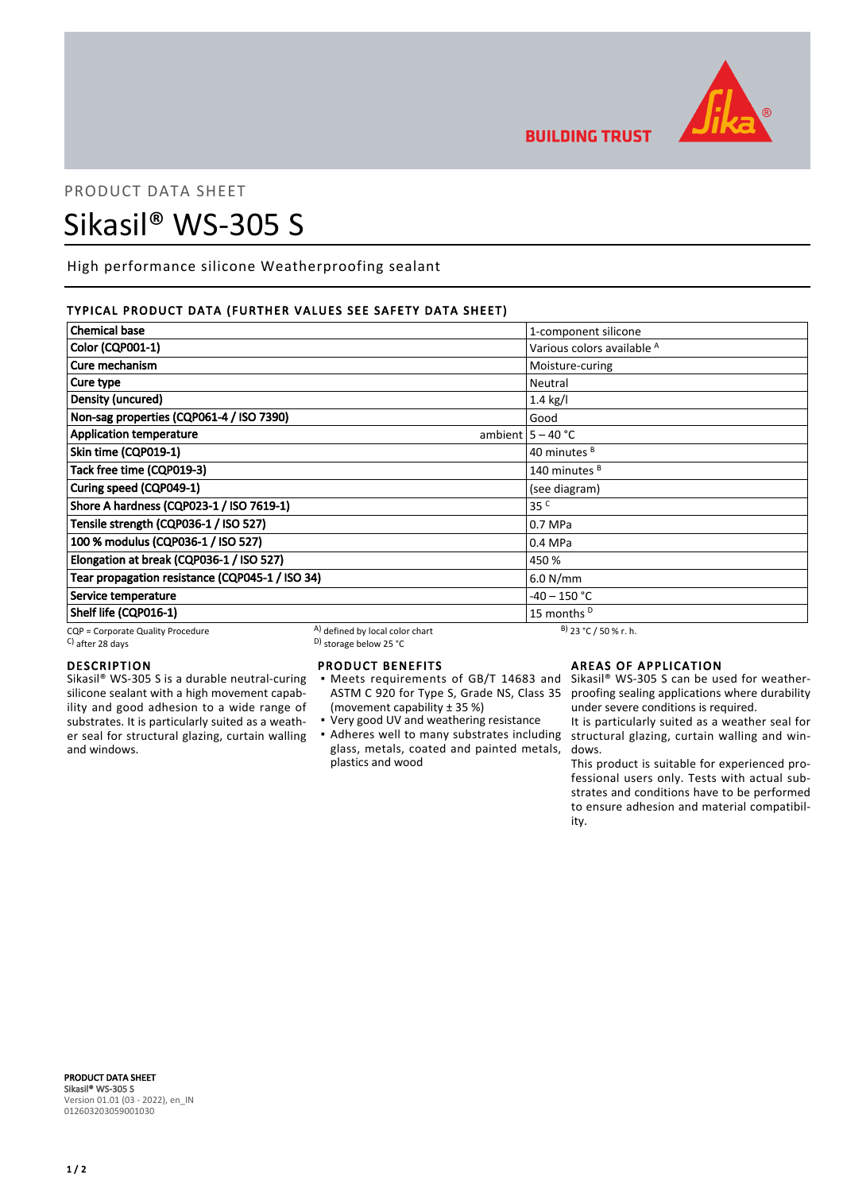PRODUCT DATA SHEET

# Sikasil® WS-305 S

High performance silicone Weatherproofing sealant

## TYPICAL PRODUCT DATA (FURTHER VALUES SEE SAFETY DATA SHEET)

| Property | | Value |
|---|---|---|
| Chemical base | | 1-component silicone |
| Color (CQP001-1) | | Various colors available [A] |
| Cure mechanism | | Moisture-curing |
| Cure type | | Neutral |
| Density (uncured) | | 1.4 kg/l |
| Non-sag properties (CQP061-4 / ISO 7390) | | Good |
| Application temperature | ambient | 5 – 40 °C |
| Skin time (CQP019-1) | | 40 minutes [B] |
| Tack free time (CQP019-3) | | 140 minutes [B] |
| Curing speed (CQP049-1) | | (see diagram) |
| Shore A hardness (CQP023-1 / ISO 7619-1) | | 35 [C] |
| Tensile strength (CQP036-1 / ISO 527) | | 0.7 MPa |
| 100 % modulus (CQP036-1 / ISO 527) | | 0.4 MPa |
| Elongation at break (CQP036-1 / ISO 527) | | 450 % |
| Tear propagation resistance (CQP045-1 / ISO 34) | | 6.0 N/mm |
| Service temperature | | -40 – 150 °C |
| Shelf life (CQP016-1) | | 15 months [D] |

CQP = Corporate Quality Procedure
A) defined by local color chart
B) 23 °C / 50 % r. h.
C) after 28 days
D) storage below 25 °C

## DESCRIPTION

Sikasil® WS-305 S is a durable neutral-curing silicone sealant with a high movement capability and good adhesion to a wide range of substrates. It is particularly suited as a weather seal for structural glazing, curtain walling and windows.

## PRODUCT BENEFITS

- Meets requirements of GB/T 14683 and ASTM C 920 for Type S, Grade NS, Class 35 (movement capability ± 35 %)
- Very good UV and weathering resistance
- Adheres well to many substrates including glass, metals, coated and painted metals, plastics and wood

## AREAS OF APPLICATION

Sikasil® WS-305 S can be used for weatherproofing sealing applications where durability under severe conditions is required.

It is particularly suited as a weather seal for structural glazing, curtain walling and windows.

This product is suitable for experienced professional users only. Tests with actual substrates and conditions have to be performed to ensure adhesion and material compatibility.

**PRODUCT DATA SHEET**
**Sikasil® WS-305 S**
Version 01.01 (03 - 2022), en_IN
012603203059001030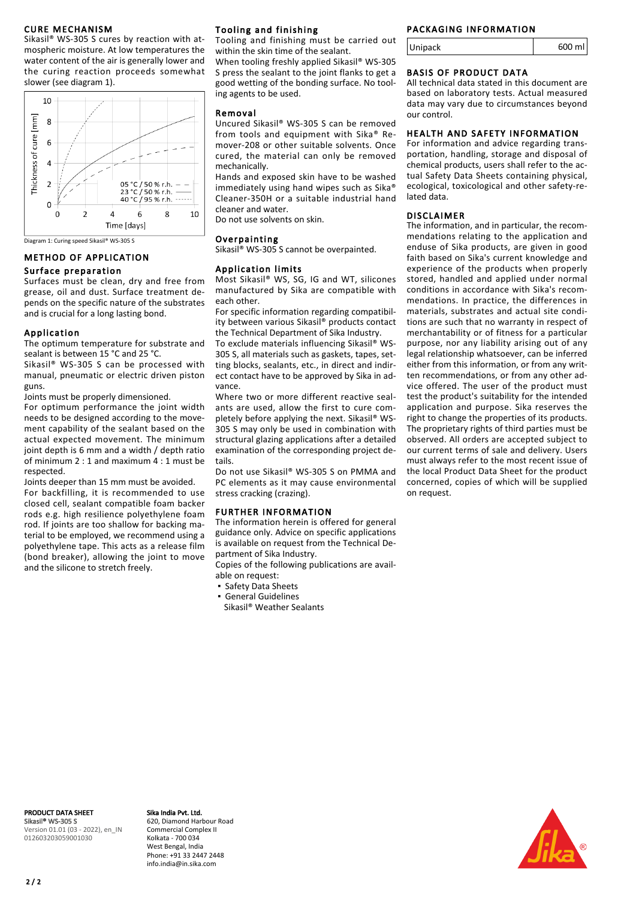## CURE MECHANISM

Sikasil® WS-305 S cures by reaction with atmospheric moisture. At low temperatures the water content of the air is generally lower and the curing reaction proceeds somewhat slower (see diagram 1).

Thickness of cure [mm]
10
8
6
4
2
0
0 2 4 6 8 10
Time [days]
05 °C / 50 % r.h.
23 °C / 50 % r.h.
40 °C / 95 % r.h.

Diagram 1: Curing speed Sikasil® WS-305 S

## METHOD OF APPLICATION

### Surface preparation

Surfaces must be clean, dry and free from grease, oil and dust. Surface treatment depends on the specific nature of the substrates and is crucial for a long lasting bond.

### Application

The optimum temperature for substrate and sealant is between 15 °C and 25 °C.

Sikasil® WS-305 S can be processed with manual, pneumatic or electric driven piston guns.

Joints must be properly dimensioned.

For optimum performance the joint width needs to be designed according to the movement capability of the sealant based on the actual expected movement. The minimum joint depth is 6 mm and a width / depth ratio of minimum 2 : 1 and maximum 4 : 1 must be respected.

Joints deeper than 15 mm must be avoided.

For backfilling, it is recommended to use closed cell, sealant compatible foam backer rods e.g. high resilience polyethylene foam rod. If joints are too shallow for backing material to be employed, we recommend using a polyethylene tape. This acts as a release film (bond breaker), allowing the joint to move and the silicone to stretch freely.

### Tooling and finishing

Tooling and finishing must be carried out within the skin time of the sealant.

When tooling freshly applied Sikasil® WS-305 S press the sealant to the joint flanks to get a good wetting of the bonding surface. No tooling agents to be used.

### Removal

Uncured Sikasil® WS-305 S can be removed from tools and equipment with Sika® Remover-208 or other suitable solvents. Once cured, the material can only be removed mechanically.

Hands and exposed skin have to be washed immediately using hand wipes such as Sika® Cleaner-350H or a suitable industrial hand cleaner and water.

Do not use solvents on skin.

### Overpainting

Sikasil® WS-305 S cannot be overpainted.

### Application limits

Most Sikasil® WS, SG, IG and WT, silicones manufactured by Sika are compatible with each other.

For specific information regarding compatibility between various Sikasil® products contact the Technical Department of Sika Industry.

To exclude materials influencing Sikasil® WS-305 S, all materials such as gaskets, tapes, setting blocks, sealants, etc., in direct and indirect contact have to be approved by Sika in advance.

Where two or more different reactive sealants are used, allow the first to cure completely before applying the next. Sikasil® WS-305 S may only be used in combination with structural glazing applications after a detailed examination of the corresponding project details.

Do not use Sikasil® WS-305 S on PMMA and PC elements as it may cause environmental stress cracking (crazing).

## FURTHER INFORMATION

The information herein is offered for general guidance only. Advice on specific applications is available on request from the Technical Department of Sika Industry.

Copies of the following publications are available on request:

- Safety Data Sheets
- General Guidelines
  Sikasil® Weather Sealants

## PACKAGING INFORMATION

| | |
|---|---|
| Unipack | 600 ml |

## BASIS OF PRODUCT DATA

All technical data stated in this document are based on laboratory tests. Actual measured data may vary due to circumstances beyond our control.

## HEALTH AND SAFETY INFORMATION

For information and advice regarding transportation, handling, storage and disposal of chemical products, users shall refer to the actual Safety Data Sheets containing physical, ecological, toxicological and other safety-related data.

## DISCLAIMER

The information, and in particular, the recommendations relating to the application and enduse of Sika products, are given in good faith based on Sika's current knowledge and experience of the products when properly stored, handled and applied under normal conditions in accordance with Sika's recommendations. In practice, the differences in materials, substrates and actual site conditions are such that no warranty in respect of merchantability or of fitness for a particular purpose, nor any liability arising out of any legal relationship whatsoever, can be inferred either from this information, or from any written recommendations, or from any other advice offered. The user of the product must test the product's suitability for the intended application and purpose. Sika reserves the right to change the properties of its products. The proprietary rights of third parties must be observed. All orders are accepted subject to our current terms of sale and delivery. Users must always refer to the most recent issue of the local Product Data Sheet for the product concerned, copies of which will be supplied on request.

**PRODUCT DATA SHEET**
**Sikasil® WS-305 S**
Version 01.01 (03 - 2022), en_IN
012603203059001030

**Sika India Pvt. Ltd.**
620, Diamond Harbour Road
Commercial Complex II
Kolkata - 700 034
West Bengal, India
Phone: +91 33 2447 2448
info.india@in.sika.com